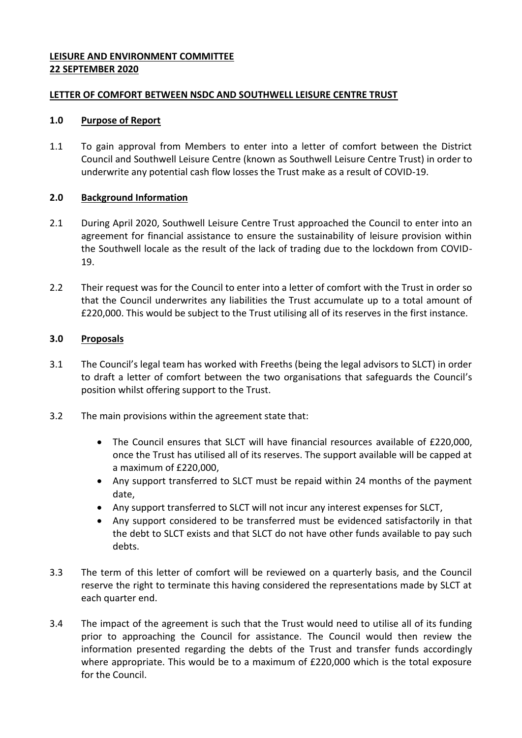**LEISURE AND ENVIRONMENT COMMITTEE**
**22 SEPTEMBER 2020**

**LETTER OF COMFORT BETWEEN NSDC AND SOUTHWELL LEISURE CENTRE TRUST**

## 1.0 Purpose of Report

1.1 To gain approval from Members to enter into a letter of comfort between the District Council and Southwell Leisure Centre (known as Southwell Leisure Centre Trust) in order to underwrite any potential cash flow losses the Trust make as a result of COVID-19.

## 2.0 Background Information

2.1 During April 2020, Southwell Leisure Centre Trust approached the Council to enter into an agreement for financial assistance to ensure the sustainability of leisure provision within the Southwell locale as the result of the lack of trading due to the lockdown from COVID-19.

2.2 Their request was for the Council to enter into a letter of comfort with the Trust in order so that the Council underwrites any liabilities the Trust accumulate up to a total amount of £220,000. This would be subject to the Trust utilising all of its reserves in the first instance.

## 3.0 Proposals

3.1 The Council's legal team has worked with Freeths (being the legal advisors to SLCT) in order to draft a letter of comfort between the two organisations that safeguards the Council's position whilst offering support to the Trust.

3.2 The main provisions within the agreement state that:

- The Council ensures that SLCT will have financial resources available of £220,000, once the Trust has utilised all of its reserves. The support available will be capped at a maximum of £220,000,
- Any support transferred to SLCT must be repaid within 24 months of the payment date,
- Any support transferred to SLCT will not incur any interest expenses for SLCT,
- Any support considered to be transferred must be evidenced satisfactorily in that the debt to SLCT exists and that SLCT do not have other funds available to pay such debts.

3.3 The term of this letter of comfort will be reviewed on a quarterly basis, and the Council reserve the right to terminate this having considered the representations made by SLCT at each quarter end.

3.4 The impact of the agreement is such that the Trust would need to utilise all of its funding prior to approaching the Council for assistance. The Council would then review the information presented regarding the debts of the Trust and transfer funds accordingly where appropriate. This would be to a maximum of £220,000 which is the total exposure for the Council.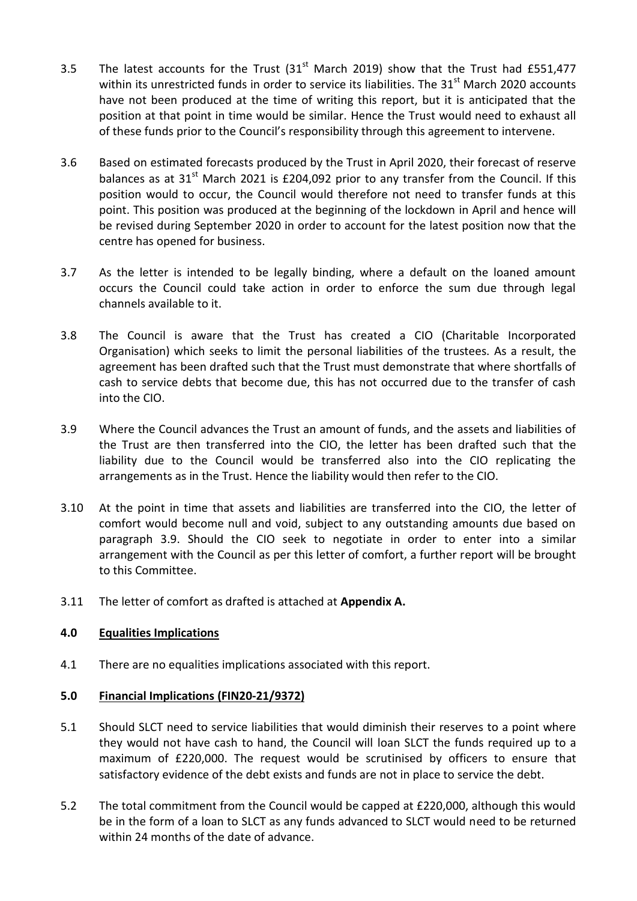3.5 The latest accounts for the Trust (31st March 2019) show that the Trust had £551,477 within its unrestricted funds in order to service its liabilities. The 31st March 2020 accounts have not been produced at the time of writing this report, but it is anticipated that the position at that point in time would be similar. Hence the Trust would need to exhaust all of these funds prior to the Council's responsibility through this agreement to intervene.

3.6 Based on estimated forecasts produced by the Trust in April 2020, their forecast of reserve balances as at 31st March 2021 is £204,092 prior to any transfer from the Council. If this position would to occur, the Council would therefore not need to transfer funds at this point. This position was produced at the beginning of the lockdown in April and hence will be revised during September 2020 in order to account for the latest position now that the centre has opened for business.

3.7 As the letter is intended to be legally binding, where a default on the loaned amount occurs the Council could take action in order to enforce the sum due through legal channels available to it.

3.8 The Council is aware that the Trust has created a CIO (Charitable Incorporated Organisation) which seeks to limit the personal liabilities of the trustees. As a result, the agreement has been drafted such that the Trust must demonstrate that where shortfalls of cash to service debts that become due, this has not occurred due to the transfer of cash into the CIO.

3.9 Where the Council advances the Trust an amount of funds, and the assets and liabilities of the Trust are then transferred into the CIO, the letter has been drafted such that the liability due to the Council would be transferred also into the CIO replicating the arrangements as in the Trust. Hence the liability would then refer to the CIO.

3.10 At the point in time that assets and liabilities are transferred into the CIO, the letter of comfort would become null and void, subject to any outstanding amounts due based on paragraph 3.9. Should the CIO seek to negotiate in order to enter into a similar arrangement with the Council as per this letter of comfort, a further report will be brought to this Committee.

3.11 The letter of comfort as drafted is attached at **Appendix A.**

## 4.0 Equalities Implications

4.1 There are no equalities implications associated with this report.

## 5.0 Financial Implications (FIN20-21/9372)

5.1 Should SLCT need to service liabilities that would diminish their reserves to a point where they would not have cash to hand, the Council will loan SLCT the funds required up to a maximum of £220,000. The request would be scrutinised by officers to ensure that satisfactory evidence of the debt exists and funds are not in place to service the debt.

5.2 The total commitment from the Council would be capped at £220,000, although this would be in the form of a loan to SLCT as any funds advanced to SLCT would need to be returned within 24 months of the date of advance.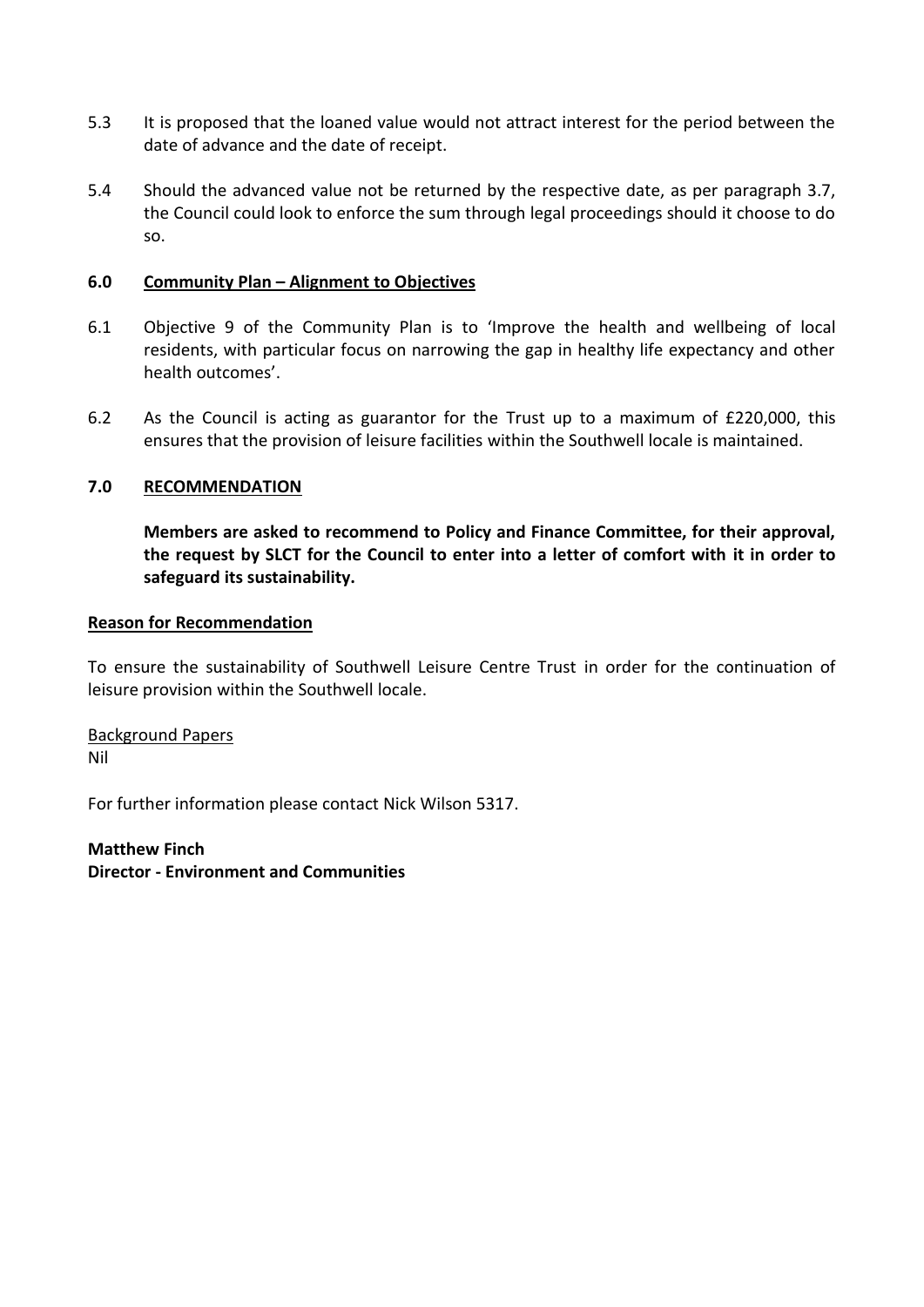5.3 It is proposed that the loaned value would not attract interest for the period between the date of advance and the date of receipt.

5.4 Should the advanced value not be returned by the respective date, as per paragraph 3.7, the Council could look to enforce the sum through legal proceedings should it choose to do so.

## 6.0 Community Plan – Alignment to Objectives

6.1 Objective 9 of the Community Plan is to 'Improve the health and wellbeing of local residents, with particular focus on narrowing the gap in healthy life expectancy and other health outcomes'.

6.2 As the Council is acting as guarantor for the Trust up to a maximum of £220,000, this ensures that the provision of leisure facilities within the Southwell locale is maintained.

## 7.0 RECOMMENDATION

**Members are asked to recommend to Policy and Finance Committee, for their approval, the request by SLCT for the Council to enter into a letter of comfort with it in order to safeguard its sustainability.**

**Reason for Recommendation**

To ensure the sustainability of Southwell Leisure Centre Trust in order for the continuation of leisure provision within the Southwell locale.

Background Papers
Nil

For further information please contact Nick Wilson 5317.

**Matthew Finch**
**Director - Environment and Communities**